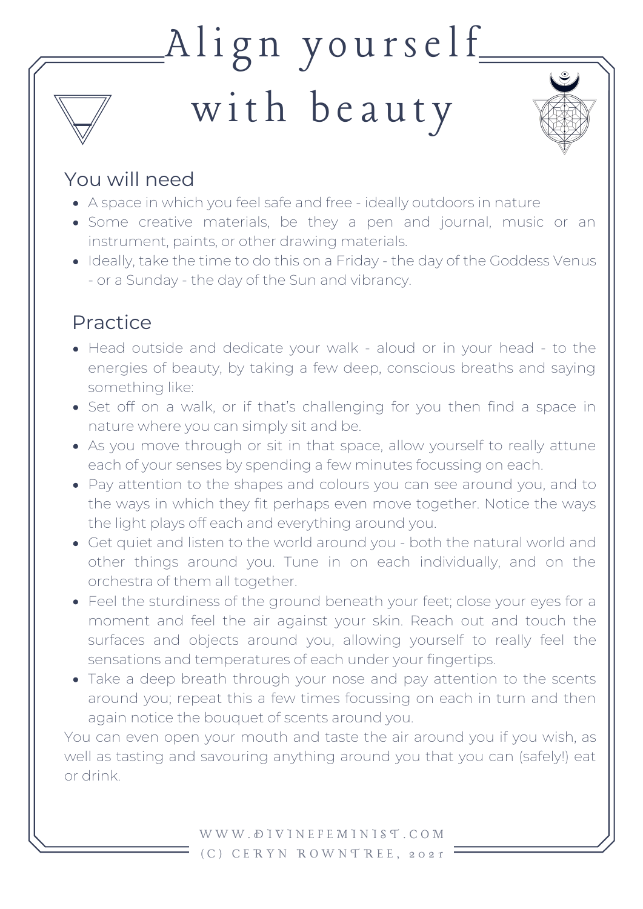# Align yourself with beauty

## You will need

- A space in which you feel safe and free - ideally outdoors in nature
- Some creative materials, be they a pen and journal, music or an instrument, paints, or other drawing materials.
- Ideally, take the time to do this on a Friday - the day of the Goddess Venus - or a Sunday - the day of the Sun and vibrancy.

## Practice

- Head outside and dedicate your walk - aloud or in your head - to the energies of beauty, by taking a few deep, conscious breaths and saying something like:
- Set off on a walk, or if that's challenging for you then find a space in nature where you can simply sit and be.
- As you move through or sit in that space, allow yourself to really attune each of your senses by spending a few minutes focussing on each.
- Pay attention to the shapes and colours you can see around you, and to the ways in which they fit perhaps even move together. Notice the ways the light plays off each and everything around you.
- Get quiet and listen to the world around you - both the natural world and other things around you. Tune in on each individually, and on the orchestra of them all together.
- Feel the sturdiness of the ground beneath your feet; close your eyes for a moment and feel the air against your skin. Reach out and touch the surfaces and objects around you, allowing yourself to really feel the sensations and temperatures of each under your fingertips.
- Take a deep breath through your nose and pay attention to the scents around you; repeat this a few times focussing on each in turn and then again notice the bouquet of scents around you.

You can even open your mouth and taste the air around you if you wish, as well as tasting and savouring anything around you that you can (safely!) eat or drink.

WWW.DIVINEFEMINIST.COM
(C) CERYN ROWNTREE, 2021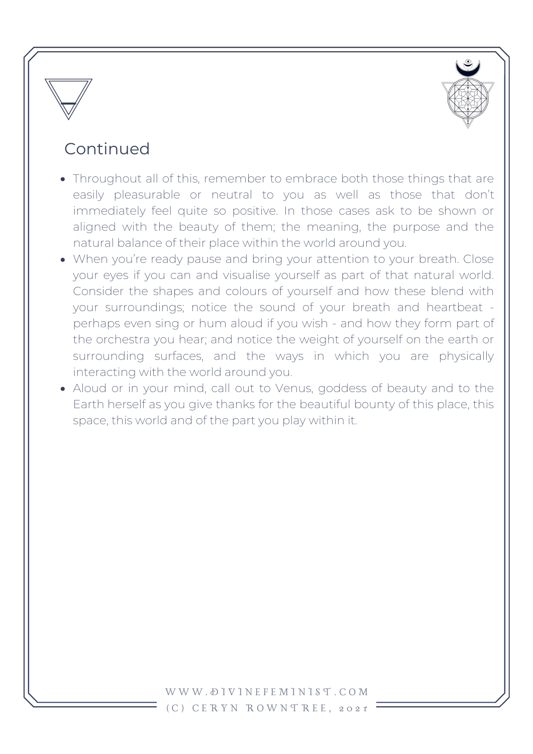## Continued

- Throughout all of this, remember to embrace both those things that are easily pleasurable or neutral to you as well as those that don't immediately feel quite so positive. In those cases ask to be shown or aligned with the beauty of them; the meaning, the purpose and the natural balance of their place within the world around you.
- When you're ready pause and bring your attention to your breath. Close your eyes if you can and visualise yourself as part of that natural world. Consider the shapes and colours of yourself and how these blend with your surroundings; notice the sound of your breath and heartbeat - perhaps even sing or hum aloud if you wish - and how they form part of the orchestra you hear; and notice the weight of yourself on the earth or surrounding surfaces, and the ways in which you are physically interacting with the world around you.
- Aloud or in your mind, call out to Venus, goddess of beauty and to the Earth herself as you give thanks for the beautiful bounty of this place, this space, this world and of the part you play within it.